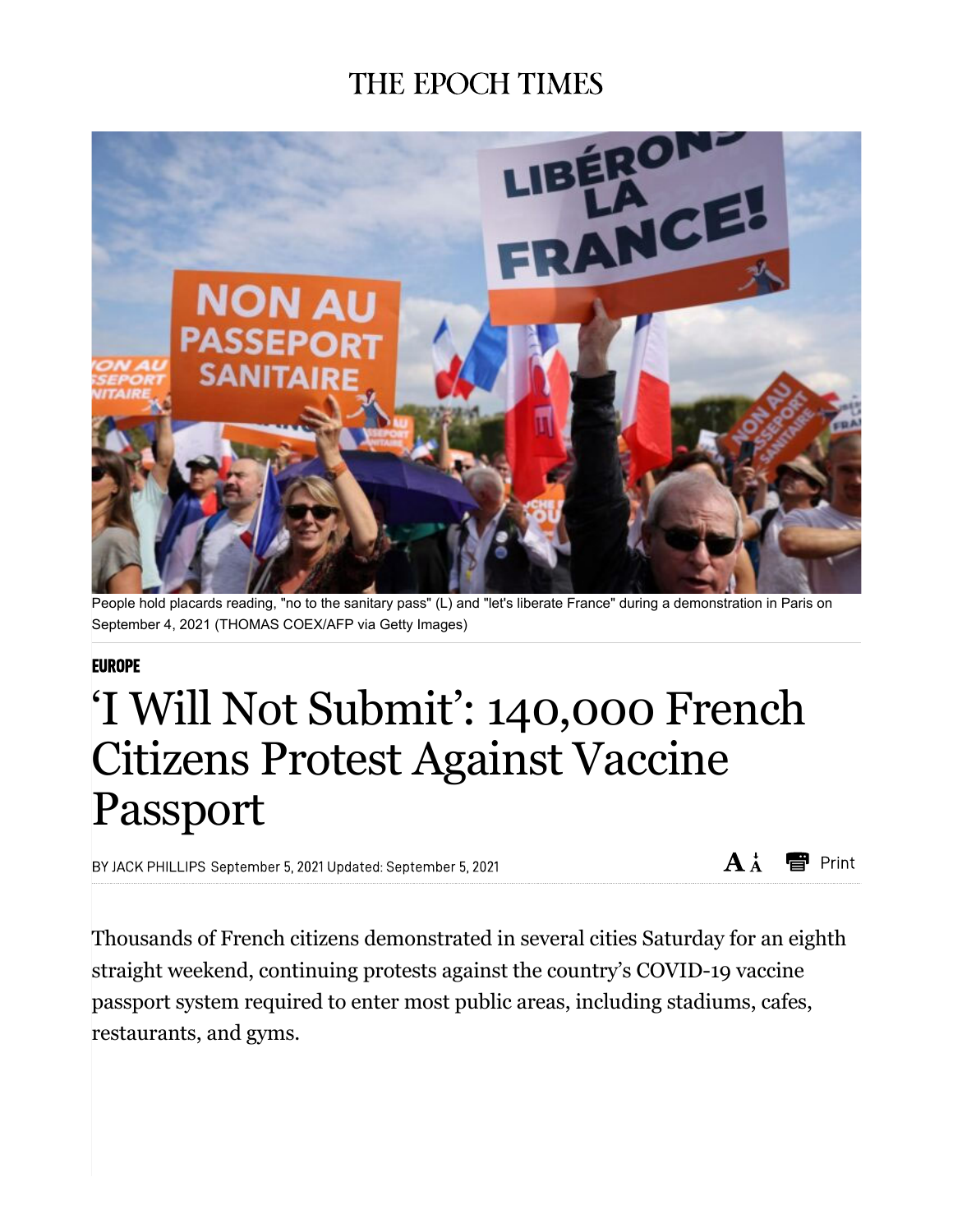# THE EPOCH TIMES

People hold placards reading, "no to the sanitary pass" (L) and "let's liberate France" during a demonstration in Paris on September 4, 2021 (THOMAS COEX/AFP via Getty Images)

**EUROPE**

# 'I Will Not Submit': 140,000 French Citizens Protest Against Vaccine Passport

BY JACK PHILLIPS September 5, 2021 Updated: September 5, 2021

Thousands of French citizens demonstrated in several cities Saturday for an eighth straight weekend, continuing protests against the country's COVID-19 vaccine passport system required to enter most public areas, including stadiums, cafes, restaurants, and gyms.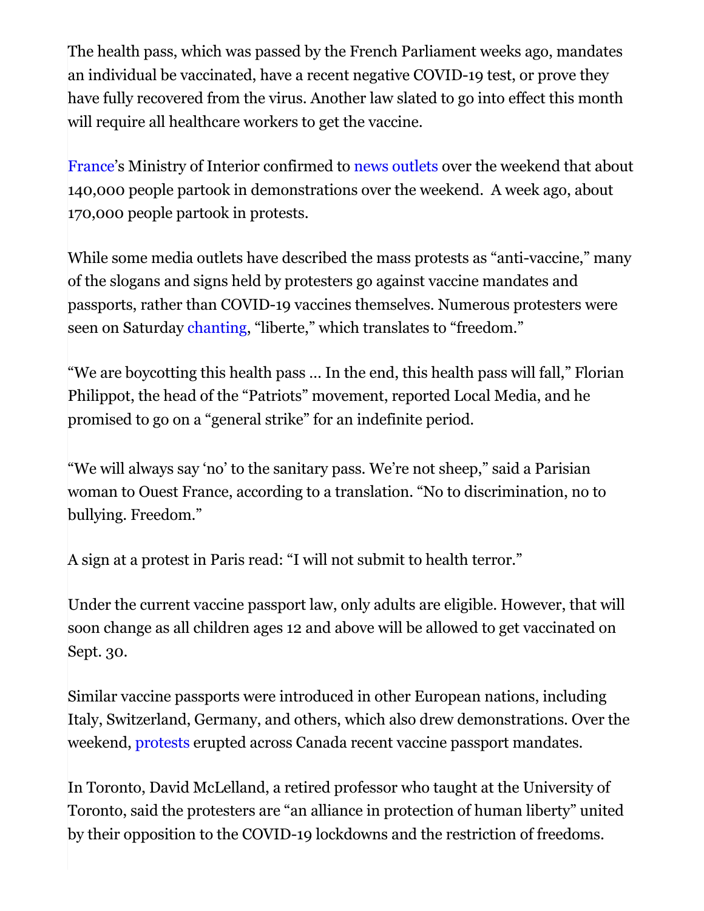The health pass, which was passed by the French Parliament weeks ago, mandates an individual be vaccinated, have a recent negative COVID-19 test, or prove they have fully recovered from the virus. Another law slated to go into effect this month will require all healthcare workers to get the vaccine.

France's Ministry of Interior confirmed to news outlets over the weekend that about 140,000 people partook in demonstrations over the weekend. A week ago, about 170,000 people partook in protests.

While some media outlets have described the mass protests as "anti-vaccine," many of the slogans and signs held by protesters go against vaccine mandates and passports, rather than COVID-19 vaccines themselves. Numerous protesters were seen on Saturday chanting, "liberte," which translates to "freedom."

"We are boycotting this health pass … In the end, this health pass will fall," Florian Philippot, the head of the "Patriots" movement, reported Local Media, and he promised to go on a "general strike" for an indefinite period.

"We will always say 'no' to the sanitary pass. We're not sheep," said a Parisian woman to Ouest France, according to a translation. "No to discrimination, no to bullying. Freedom."

A sign at a protest in Paris read: "I will not submit to health terror."

Under the current vaccine passport law, only adults are eligible. However, that will soon change as all children ages 12 and above will be allowed to get vaccinated on Sept. 30.

Similar vaccine passports were introduced in other European nations, including Italy, Switzerland, Germany, and others, which also drew demonstrations. Over the weekend, protests erupted across Canada recent vaccine passport mandates.

In Toronto, David McLelland, a retired professor who taught at the University of Toronto, said the protesters are "an alliance in protection of human liberty" united by their opposition to the COVID-19 lockdowns and the restriction of freedoms.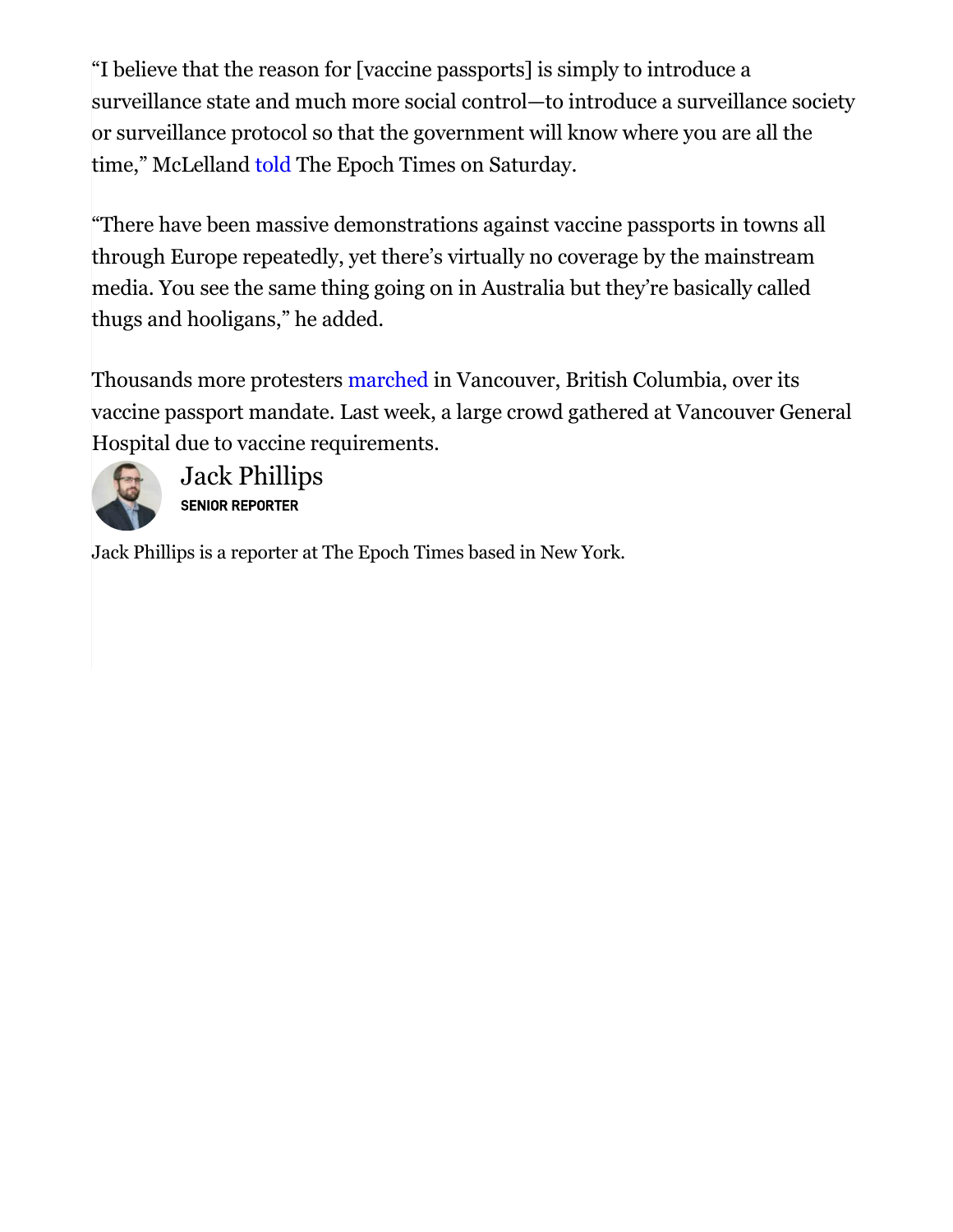"I believe that the reason for [vaccine passports] is simply to introduce a surveillance state and much more social control—to introduce a surveillance society or surveillance protocol so that the government will know where you are all the time," McLelland told The Epoch Times on Saturday.

"There have been massive demonstrations against vaccine passports in towns all through Europe repeatedly, yet there's virtually no coverage by the mainstream media. You see the same thing going on in Australia but they're basically called thugs and hooligans," he added.

Thousands more protesters marched in Vancouver, British Columbia, over its vaccine passport mandate. Last week, a large crowd gathered at Vancouver General Hospital due to vaccine requirements.

Jack Phillips

**SENIOR REPORTER**

Jack Phillips is a reporter at The Epoch Times based in New York.